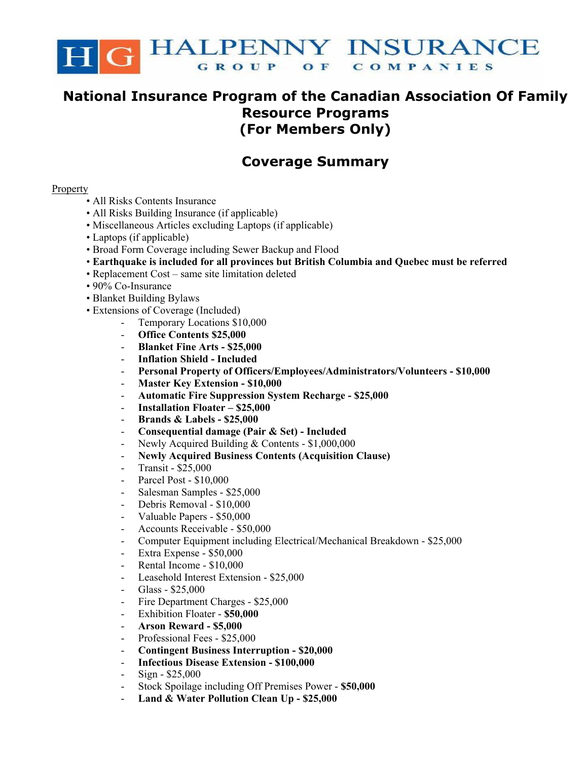# HALPENNY INSURANCE GROUP OF COMPANIES

## National Insurance Program of the Canadian Association Of Family Resource Programs (For Members Only)

## Coverage Summary

Property

- All Risks Contents Insurance
- All Risks Building Insurance (if applicable)
- Miscellaneous Articles excluding Laptops (if applicable)
- Laptops (if applicable)
- Broad Form Coverage including Sewer Backup and Flood
- **Earthquake is included for all provinces but British Columbia and Quebec must be referred**
- Replacement Cost – same site limitation deleted
- 90% Co-Insurance
- Blanket Building Bylaws
- Extensions of Coverage (Included)
  - Temporary Locations $10,000
  - **Office Contents $25,000**
  - **Blanket Fine Arts - $25,000**
  - **Inflation Shield - Included**
  - **Personal Property of Officers/Employees/Administrators/Volunteers - $10,000**
  - **Master Key Extension - $10,000**
  - **Automatic Fire Suppression System Recharge - $25,000**
  - **Installation Floater – $25,000**
  - **Brands & Labels - $25,000**
  - **Consequential damage (Pair & Set) - Included**
  - Newly Acquired Building & Contents - $1,000,000
  - **Newly Acquired Business Contents (Acquisition Clause)**
  - Transit - $25,000
  - Parcel Post - $10,000
  - Salesman Samples - $25,000
  - Debris Removal - $10,000
  - Valuable Papers - $50,000
  - Accounts Receivable - $50,000
  - Computer Equipment including Electrical/Mechanical Breakdown - $25,000
  - Extra Expense - $50,000
  - Rental Income - $10,000
  - Leasehold Interest Extension - $25,000
  - Glass - $25,000
  - Fire Department Charges - $25,000
  - Exhibition Floater - **$50,000**
  - **Arson Reward - $5,000**
  - Professional Fees - $25,000
  - **Contingent Business Interruption - $20,000**
  - **Infectious Disease Extension - $100,000**
  - Sign - $25,000
  - Stock Spoilage including Off Premises Power - **$50,000**
  - **Land & Water Pollution Clean Up - $25,000**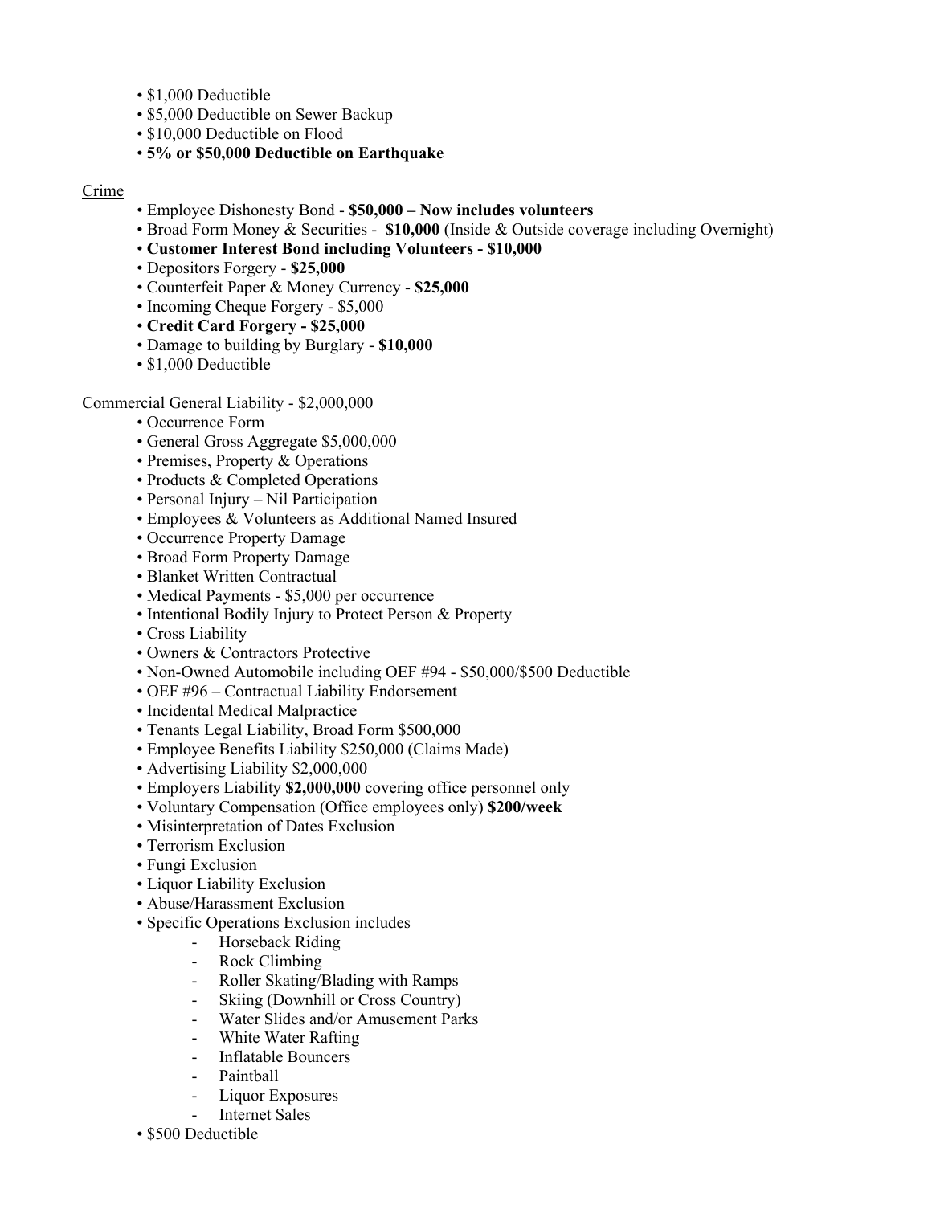- $1,000 Deductible
- $5,000 Deductible on Sewer Backup
- $10,000 Deductible on Flood
- **5% or $50,000 Deductible on Earthquake**

<u>Crime</u>

- Employee Dishonesty Bond - **$50,000 – Now includes volunteers**
- Broad Form Money & Securities - **$10,000** (Inside & Outside coverage including Overnight)
- **Customer Interest Bond including Volunteers - $10,000**
- Depositors Forgery - **$25,000**
- Counterfeit Paper & Money Currency - **$25,000**
- Incoming Cheque Forgery - $5,000
- **Credit Card Forgery - $25,000**
- Damage to building by Burglary - **$10,000**
- $1,000 Deductible

<u>Commercial General Liability - $2,000,000</u>

- Occurrence Form
- General Gross Aggregate $5,000,000
- Premises, Property & Operations
- Products & Completed Operations
- Personal Injury – Nil Participation
- Employees & Volunteers as Additional Named Insured
- Occurrence Property Damage
- Broad Form Property Damage
- Blanket Written Contractual
- Medical Payments - $5,000 per occurrence
- Intentional Bodily Injury to Protect Person & Property
- Cross Liability
- Owners & Contractors Protective
- Non-Owned Automobile including OEF #94 - $50,000/$500 Deductible
- OEF #96 – Contractual Liability Endorsement
- Incidental Medical Malpractice
- Tenants Legal Liability, Broad Form $500,000
- Employee Benefits Liability $250,000 (Claims Made)
- Advertising Liability $2,000,000
- Employers Liability **$2,000,000** covering office personnel only
- Voluntary Compensation (Office employees only) **$200/week**
- Misinterpretation of Dates Exclusion
- Terrorism Exclusion
- Fungi Exclusion
- Liquor Liability Exclusion
- Abuse/Harassment Exclusion
- Specific Operations Exclusion includes
  - Horseback Riding
  - Rock Climbing
  - Roller Skating/Blading with Ramps
  - Skiing (Downhill or Cross Country)
  - Water Slides and/or Amusement Parks
  - White Water Rafting
  - Inflatable Bouncers
  - Paintball
  - Liquor Exposures
  - Internet Sales
- $500 Deductible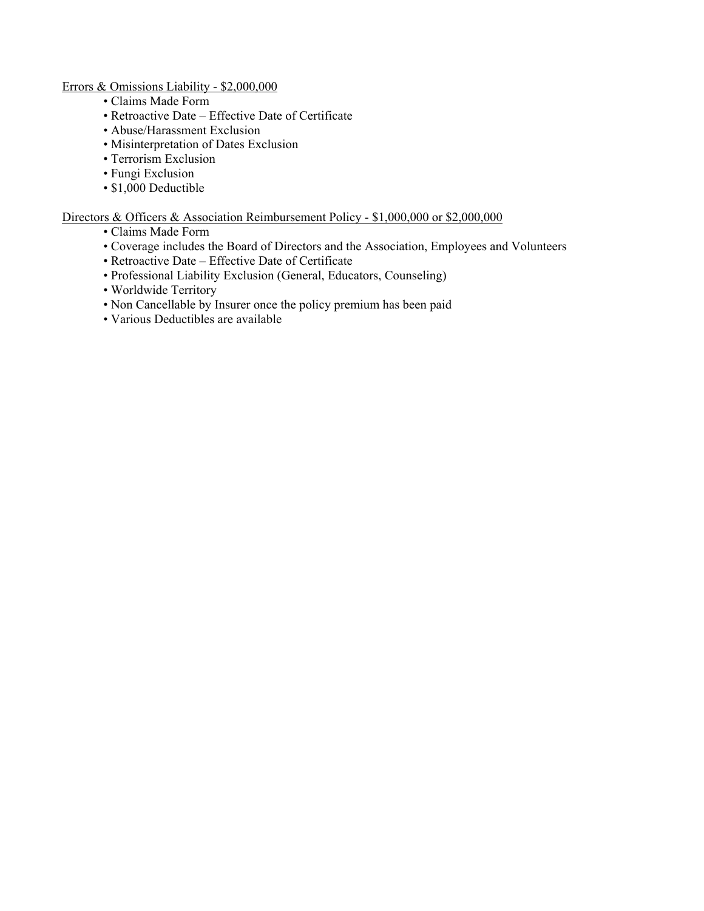<u>Errors & Omissions Liability - $2,000,000</u>

- Claims Made Form
- Retroactive Date – Effective Date of Certificate
- Abuse/Harassment Exclusion
- Misinterpretation of Dates Exclusion
- Terrorism Exclusion
- Fungi Exclusion
- $1,000 Deductible

<u>Directors & Officers & Association Reimbursement Policy - $1,000,000 or $2,000,000</u>

- Claims Made Form
- Coverage includes the Board of Directors and the Association, Employees and Volunteers
- Retroactive Date – Effective Date of Certificate
- Professional Liability Exclusion (General, Educators, Counseling)
- Worldwide Territory
- Non Cancellable by Insurer once the policy premium has been paid
- Various Deductibles are available